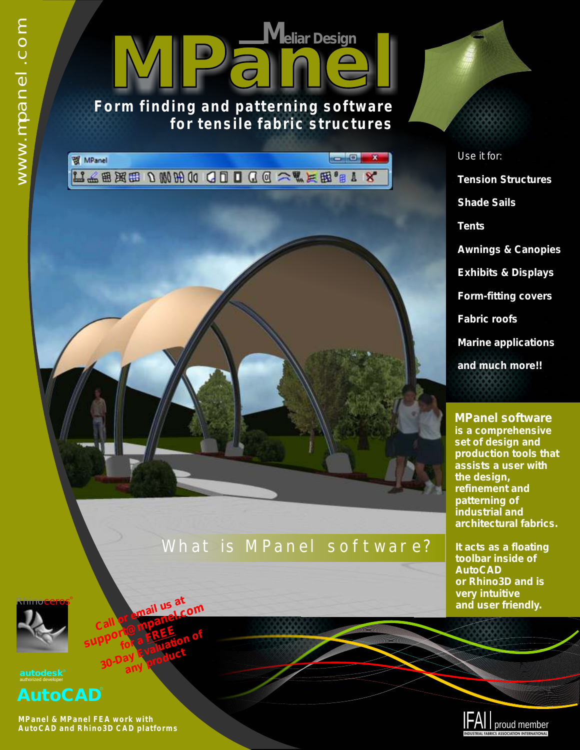www.mpanel.com

Meliar Design

# MPanel

**Form finding and patterning software for tensile fabric structures**

Use it for:

- **Tension Structures**
- **Shade Sails**
- **Tents**
- **Awnings & Canopies**
- **Exhibits & Displays**
- **Form-fitting covers**
- **Fabric roofs**
- **Marine applications**
- **and much more!!**

## What is MPanel software?

**MPanel software is a comprehensive set of design and production tools that assists a user with the design, refinement and patterning of industrial and architectural fabrics.**

**It acts as a floating toolbar inside of AutoCAD or Rhino3D and is very intuitive and user friendly.**

Call or email us at support@mpanel.com for a FREE 30-Day Evaluation of any product

Rhinoceros

autodesk authorized developer

AutoCAD

**MPanel & MPanel FEA work with AutoCAD and Rhino3D CAD platforms**

IFAI proud member — INDUSTRIAL FABRICS ASSOCIATION INTERNATIONAL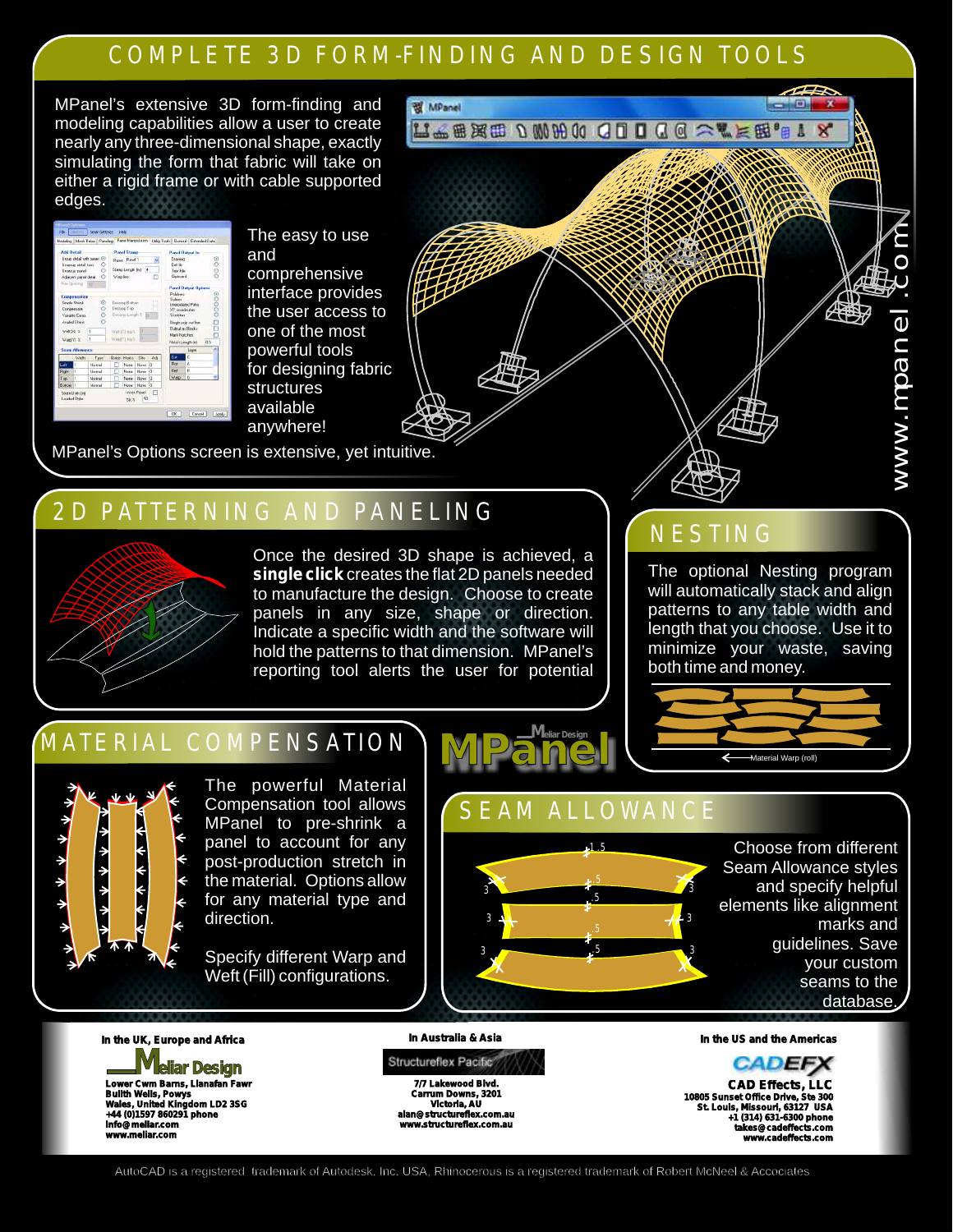## COMPLETE 3D FORM-FINDING AND DESIGN TOOLS

MPanel's extensive 3D form-finding and modeling capabilities allow a user to create nearly any three-dimensional shape, exactly simulating the form that fabric will take on either a rigid frame or with cable supported edges.

The easy to use and comprehensive interface provides the user access to one of the most powerful tools for designing fabric structures available anywhere!

MPanel's Options screen is extensive, yet intuitive.

www.mpanel.com

## 2D PATTERNING AND PANELING

Once the desired 3D shape is achieved, a **single click** creates the flat 2D panels needed to manufacture the design. Choose to create panels in any size, shape or direction. Indicate a specific width and the software will hold the patterns to that dimension. MPanel's reporting tool alerts the user for potential

## NESTING

The optional Nesting program will automatically stack and align patterns to any table width and length that you choose. Use it to minimize your waste, saving both time and money.

Material Warp (roll)

## MATERIAL COMPENSATION

The powerful Material Compensation tool allows MPanel to pre-shrink a panel to account for any post-production stretch in the material. Options allow for any material type and direction.

Specify different Warp and Weft (Fill) configurations.

MPanel
Meliar Design

## SEAM ALLOWANCE

Choose from different Seam Allowance styles and specify helpful elements like alignment marks and guidelines. Save your custom seams to the database.

**In the UK, Europe and Africa**

**Meliar Design**
**Lower Cwm Barns, Llanafan Fawr**
**Builth Wells, Powys**
**Wales, United Kingdom LD2 3SG**
**+44 (0)1597 860291 phone**
**info@meliar.com**
**www.meliar.com**

**In Australia & Asia**

**Structureflex Pacific**
**7/7 Lakewood Blvd.**
**Carrum Downs, 3201**
**Victoria, AU**
**alan@structureflex.com.au**
**www.structureflex.com.au**

**In the US and the Americas**

**CADEFX**
**CAD Effects, LLC**
**10805 Sunset Office Drive, Ste 300**
**St. Louis, Missouri, 63127 USA**
**+1 (314) 631-6300 phone**
**takes@cadeffects.com**
**www.cadeffects.com**

AutoCAD is a registered trademark of Autodesk, Inc. USA, Rhinocerous is a registered trademark of Robert McNeel & Accociates